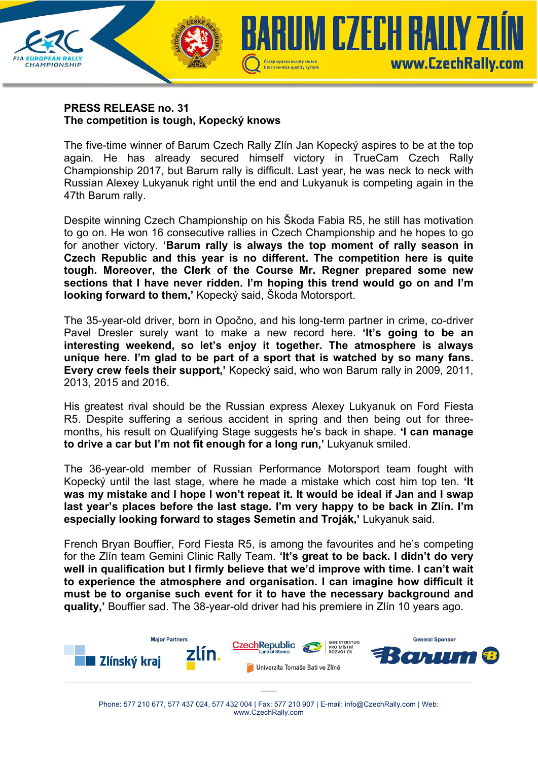**PRESS RELEASE no. 31**
**The competition is tough, Kopecký knows**

The five-time winner of Barum Czech Rally Zlín Jan Kopecký aspires to be at the top again. He has already secured himself victory in TrueCam Czech Rally Championship 2017, but Barum rally is difficult. Last year, he was neck to neck with Russian Alexey Lukyanuk right until the end and Lukyanuk is competing again in the 47th Barum rally.

Despite winning Czech Championship on his Škoda Fabia R5, he still has motivation to go on. He won 16 consecutive rallies in Czech Championship and he hopes to go for another victory. **'Barum rally is always the top moment of rally season in Czech Republic and this year is no different. The competition here is quite tough. Moreover, the Clerk of the Course Mr. Regner prepared some new sections that I have never ridden. I'm hoping this trend would go on and I'm looking forward to them,'** Kopecký said, Škoda Motorsport.

The 35-year-old driver, born in Opočno, and his long-term partner in crime, co-driver Pavel Dresler surely want to make a new record here. **'It's going to be an interesting weekend, so let's enjoy it together. The atmosphere is always unique here. I'm glad to be part of a sport that is watched by so many fans. Every crew feels their support,'** Kopecký said, who won Barum rally in 2009, 2011, 2013, 2015 and 2016.

His greatest rival should be the Russian express Alexey Lukyanuk on Ford Fiesta R5. Despite suffering a serious accident in spring and then being out for three-months, his result on Qualifying Stage suggests he's back in shape. **'I can manage to drive a car but I'm not fit enough for a long run,'** Lukyanuk smiled.

The 36-year-old member of Russian Performance Motorsport team fought with Kopecký until the last stage, where he made a mistake which cost him top ten. **'It was my mistake and I hope I won't repeat it. It would be ideal if Jan and I swap last year's places before the last stage. I'm very happy to be back in Zlín. I'm especially looking forward to stages Semetín and Troják,'** Lukyanuk said.

French Bryan Bouffier, Ford Fiesta R5, is among the favourites and he's competing for the Zlín team Gemini Clinic Rally Team. **'It's great to be back. I didn't do very well in qualification but I firmly believe that we'd improve with time. I can't wait to experience the atmosphere and organisation. I can imagine how difficult it must be to organise such event for it to have the necessary background and quality,'** Bouffier sad. The 38-year-old driver had his premiere in Zlín 10 years ago.

Phone: 577 210 677, 577 437 024, 577 432 004 | Fax: 577 210 907 | E-mail: info@CzechRally.com | Web: www.CzechRally.com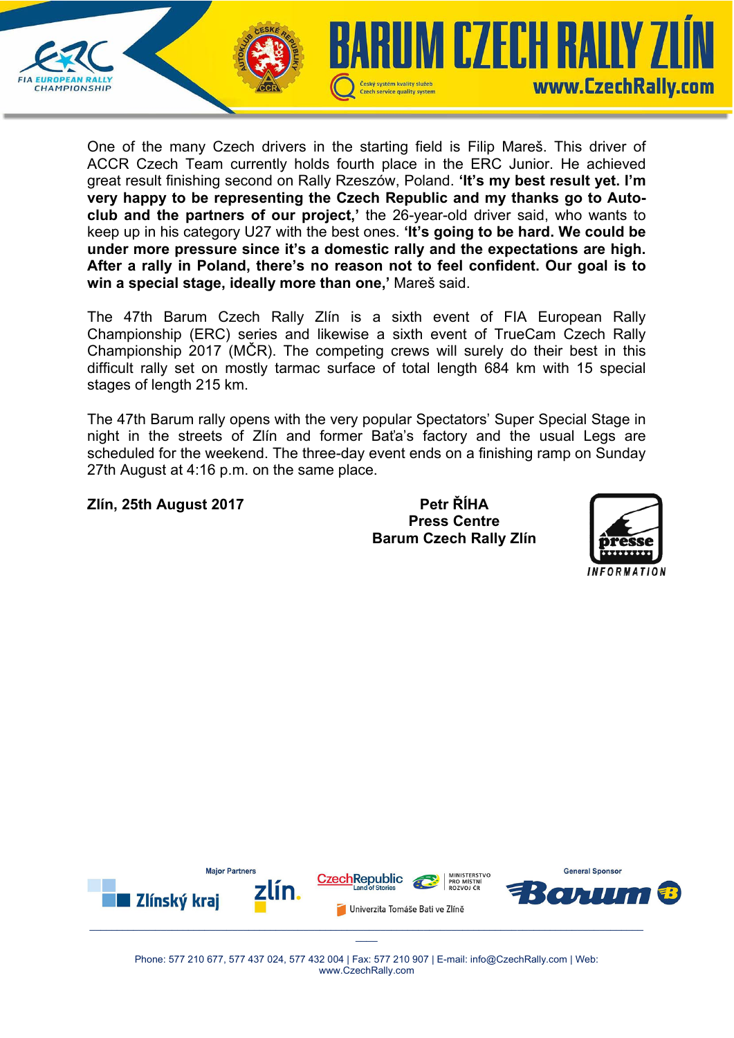One of the many Czech drivers in the starting field is Filip Mareš. This driver of ACCR Czech Team currently holds fourth place in the ERC Junior. He achieved great result finishing second on Rally Rzeszów, Poland. **'It's my best result yet. I'm very happy to be representing the Czech Republic and my thanks go to Auto-club and the partners of our project,'** the 26-year-old driver said, who wants to keep up in his category U27 with the best ones. **'It's going to be hard. We could be under more pressure since it's a domestic rally and the expectations are high. After a rally in Poland, there's no reason not to feel confident. Our goal is to win a special stage, ideally more than one,'** Mareš said.

The 47th Barum Czech Rally Zlín is a sixth event of FIA European Rally Championship (ERC) series and likewise a sixth event of TrueCam Czech Rally Championship 2017 (MČR). The competing crews will surely do their best in this difficult rally set on mostly tarmac surface of total length 684 km with 15 special stages of length 215 km.

The 47th Barum rally opens with the very popular Spectators' Super Special Stage in night in the streets of Zlín and former Baťa's factory and the usual Legs are scheduled for the weekend. The three-day event ends on a finishing ramp on Sunday 27th August at 4:16 p.m. on the same place.

**Zlín, 25th August 2017**

**Petr ŘÍHA**
**Press Centre**
**Barum Czech Rally Zlín**